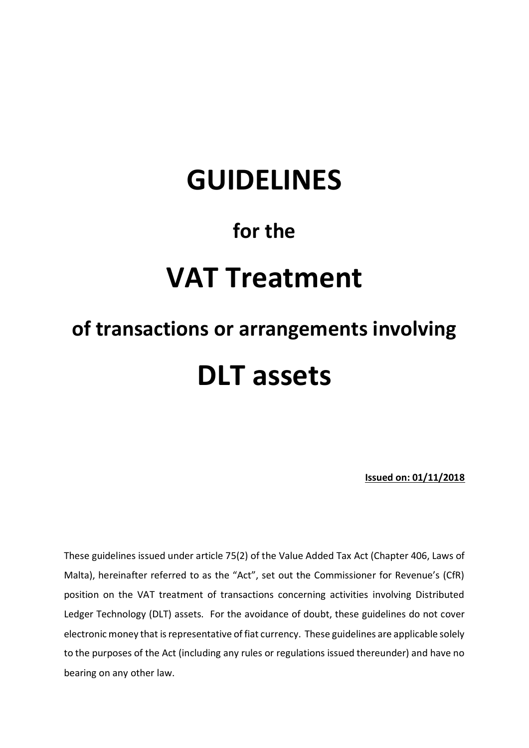# GUIDELINES

## for the

# VAT Treatment

## of transactions or arrangements involving

# DLT assets

**Issued on: 01/11/2018**

These guidelines issued under article 75(2) of the Value Added Tax Act (Chapter 406, Laws of Malta), hereinafter referred to as the "Act", set out the Commissioner for Revenue's (CfR) position on the VAT treatment of transactions concerning activities involving Distributed Ledger Technology (DLT) assets. For the avoidance of doubt, these guidelines do not cover electronic money that is representative of fiat currency. These guidelines are applicable solely to the purposes of the Act (including any rules or regulations issued thereunder) and have no bearing on any other law.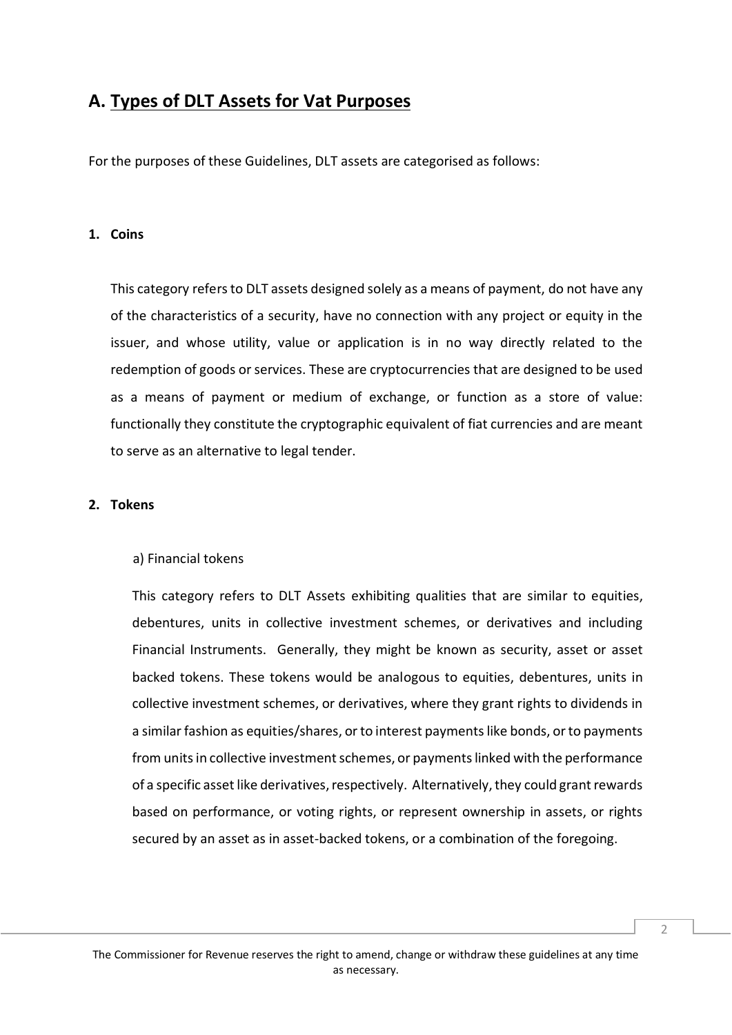## A. Types of DLT Assets for Vat Purposes

For the purposes of these Guidelines, DLT assets are categorised as follows:

### 1. Coins

This category refers to DLT assets designed solely as a means of payment, do not have any of the characteristics of a security, have no connection with any project or equity in the issuer, and whose utility, value or application is in no way directly related to the redemption of goods or services. These are cryptocurrencies that are designed to be used as a means of payment or medium of exchange, or function as a store of value: functionally they constitute the cryptographic equivalent of fiat currencies and are meant to serve as an alternative to legal tender.

### 2. Tokens

a) Financial tokens

This category refers to DLT Assets exhibiting qualities that are similar to equities, debentures, units in collective investment schemes, or derivatives and including Financial Instruments. Generally, they might be known as security, asset or asset backed tokens. These tokens would be analogous to equities, debentures, units in collective investment schemes, or derivatives, where they grant rights to dividends in a similar fashion as equities/shares, or to interest payments like bonds, or to payments from units in collective investment schemes, or payments linked with the performance of a specific asset like derivatives, respectively. Alternatively, they could grant rewards based on performance, or voting rights, or represent ownership in assets, or rights secured by an asset as in asset-backed tokens, or a combination of the foregoing.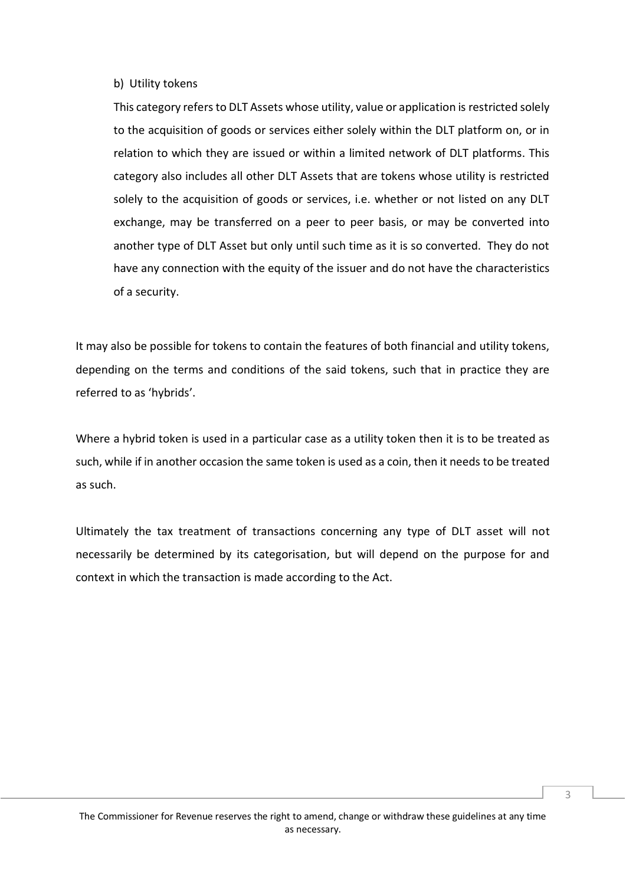b) Utility tokens

This category refers to DLT Assets whose utility, value or application is restricted solely to the acquisition of goods or services either solely within the DLT platform on, or in relation to which they are issued or within a limited network of DLT platforms. This category also includes all other DLT Assets that are tokens whose utility is restricted solely to the acquisition of goods or services, i.e. whether or not listed on any DLT exchange, may be transferred on a peer to peer basis, or may be converted into another type of DLT Asset but only until such time as it is so converted. They do not have any connection with the equity of the issuer and do not have the characteristics of a security.

It may also be possible for tokens to contain the features of both financial and utility tokens, depending on the terms and conditions of the said tokens, such that in practice they are referred to as 'hybrids'.

Where a hybrid token is used in a particular case as a utility token then it is to be treated as such, while if in another occasion the same token is used as a coin, then it needs to be treated as such.

Ultimately the tax treatment of transactions concerning any type of DLT asset will not necessarily be determined by its categorisation, but will depend on the purpose for and context in which the transaction is made according to the Act.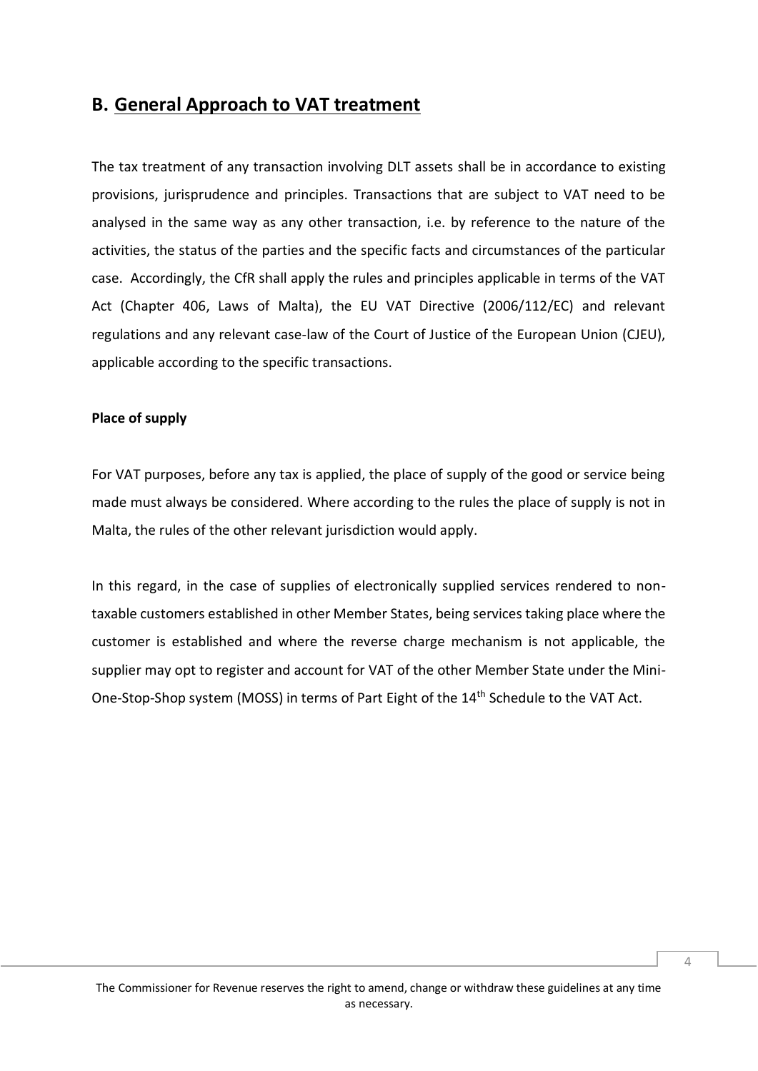## B. General Approach to VAT treatment

The tax treatment of any transaction involving DLT assets shall be in accordance to existing provisions, jurisprudence and principles. Transactions that are subject to VAT need to be analysed in the same way as any other transaction, i.e. by reference to the nature of the activities, the status of the parties and the specific facts and circumstances of the particular case. Accordingly, the CfR shall apply the rules and principles applicable in terms of the VAT Act (Chapter 406, Laws of Malta), the EU VAT Directive (2006/112/EC) and relevant regulations and any relevant case-law of the Court of Justice of the European Union (CJEU), applicable according to the specific transactions.

**Place of supply**

For VAT purposes, before any tax is applied, the place of supply of the good or service being made must always be considered. Where according to the rules the place of supply is not in Malta, the rules of the other relevant jurisdiction would apply.

In this regard, in the case of supplies of electronically supplied services rendered to non-taxable customers established in other Member States, being services taking place where the customer is established and where the reverse charge mechanism is not applicable, the supplier may opt to register and account for VAT of the other Member State under the Mini-One-Stop-Shop system (MOSS) in terms of Part Eight of the 14th Schedule to the VAT Act.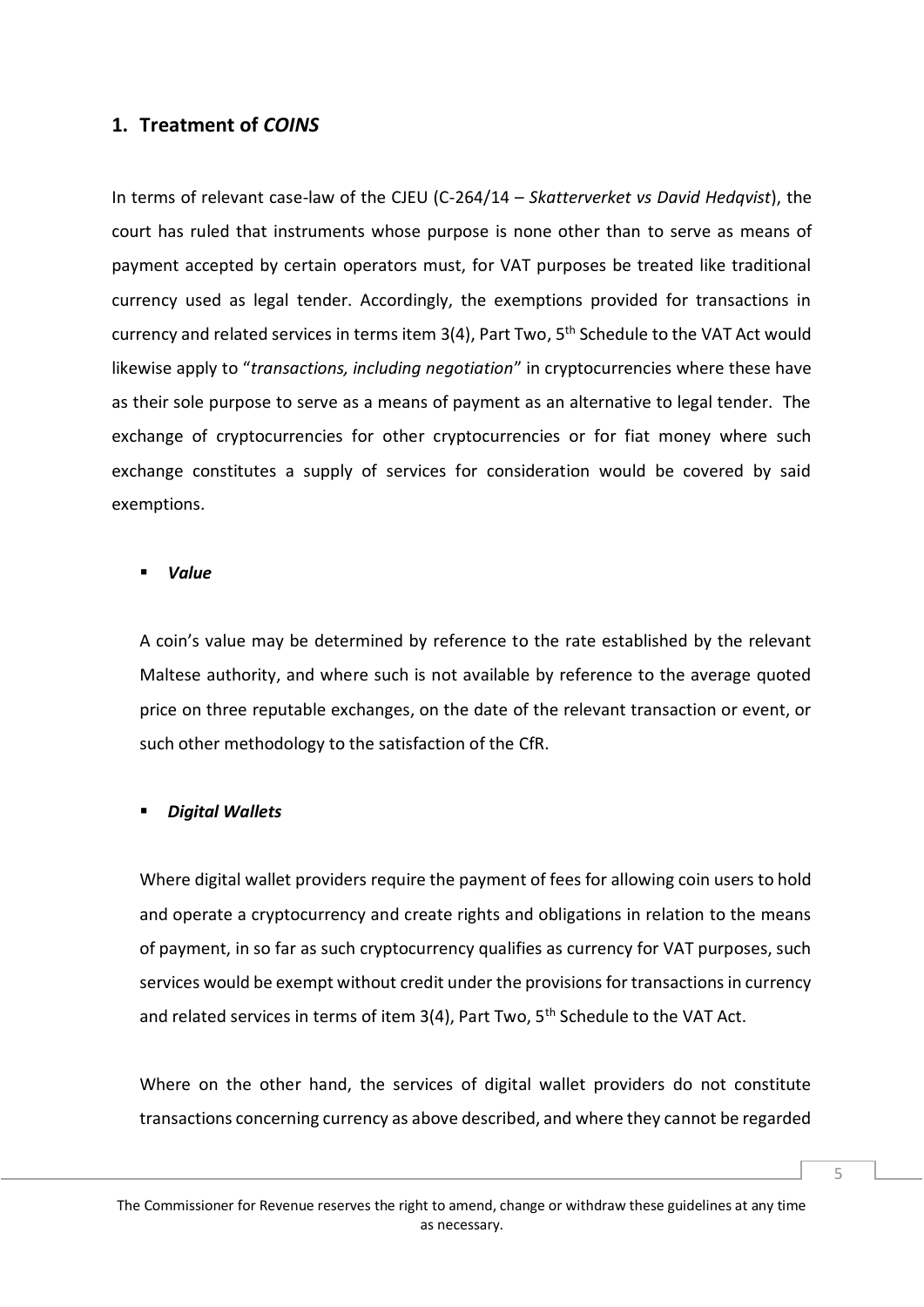## 1. Treatment of *COINS*

In terms of relevant case-law of the CJEU (C-264/14 – *Skatterverket vs David Hedqvist*), the court has ruled that instruments whose purpose is none other than to serve as means of payment accepted by certain operators must, for VAT purposes be treated like traditional currency used as legal tender. Accordingly, the exemptions provided for transactions in currency and related services in terms item 3(4), Part Two, 5th Schedule to the VAT Act would likewise apply to "*transactions, including negotiation*" in cryptocurrencies where these have as their sole purpose to serve as a means of payment as an alternative to legal tender. The exchange of cryptocurrencies for other cryptocurrencies or for fiat money where such exchange constitutes a supply of services for consideration would be covered by said exemptions.

- ***Value***

A coin's value may be determined by reference to the rate established by the relevant Maltese authority, and where such is not available by reference to the average quoted price on three reputable exchanges, on the date of the relevant transaction or event, or such other methodology to the satisfaction of the CfR.

- ***Digital Wallets***

Where digital wallet providers require the payment of fees for allowing coin users to hold and operate a cryptocurrency and create rights and obligations in relation to the means of payment, in so far as such cryptocurrency qualifies as currency for VAT purposes, such services would be exempt without credit under the provisions for transactions in currency and related services in terms of item 3(4), Part Two, 5th Schedule to the VAT Act.

Where on the other hand, the services of digital wallet providers do not constitute transactions concerning currency as above described, and where they cannot be regarded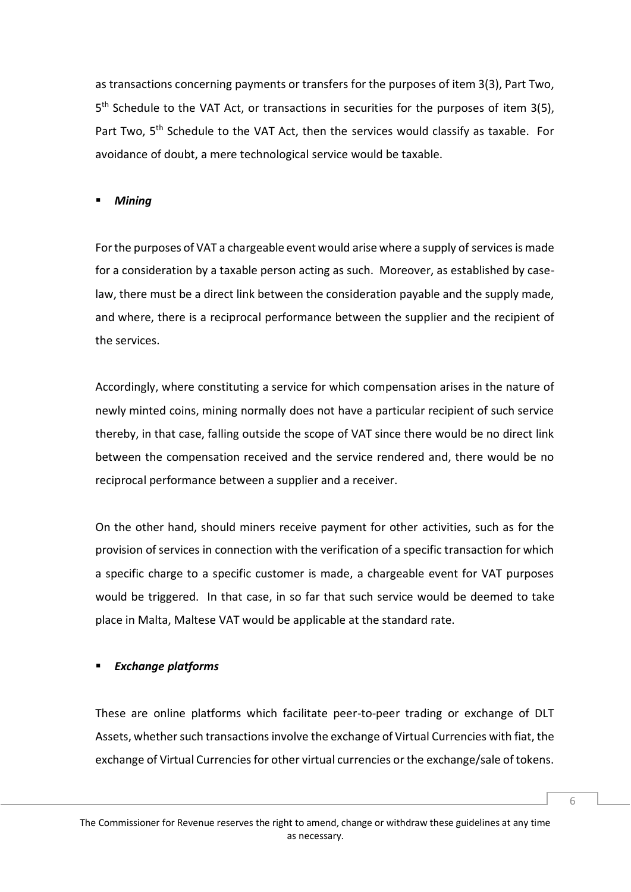as transactions concerning payments or transfers for the purposes of item 3(3), Part Two, 5th Schedule to the VAT Act, or transactions in securities for the purposes of item 3(5), Part Two, 5th Schedule to the VAT Act, then the services would classify as taxable. For avoidance of doubt, a mere technological service would be taxable.

- ***Mining***

For the purposes of VAT a chargeable event would arise where a supply of services is made for a consideration by a taxable person acting as such. Moreover, as established by case-law, there must be a direct link between the consideration payable and the supply made, and where, there is a reciprocal performance between the supplier and the recipient of the services.

Accordingly, where constituting a service for which compensation arises in the nature of newly minted coins, mining normally does not have a particular recipient of such service thereby, in that case, falling outside the scope of VAT since there would be no direct link between the compensation received and the service rendered and, there would be no reciprocal performance between a supplier and a receiver.

On the other hand, should miners receive payment for other activities, such as for the provision of services in connection with the verification of a specific transaction for which a specific charge to a specific customer is made, a chargeable event for VAT purposes would be triggered. In that case, in so far that such service would be deemed to take place in Malta, Maltese VAT would be applicable at the standard rate.

- ***Exchange platforms***

These are online platforms which facilitate peer-to-peer trading or exchange of DLT Assets, whether such transactions involve the exchange of Virtual Currencies with fiat, the exchange of Virtual Currencies for other virtual currencies or the exchange/sale of tokens.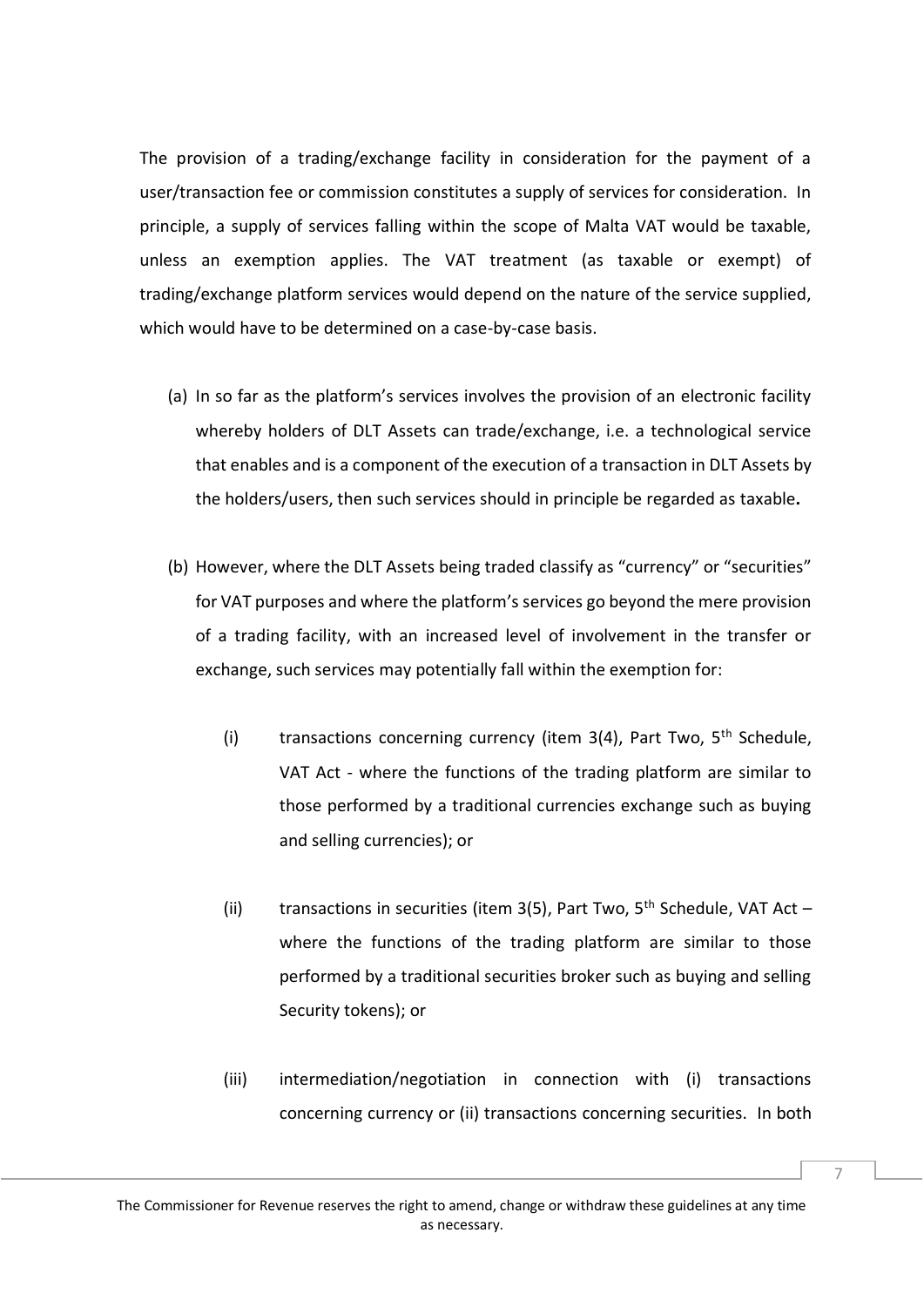The provision of a trading/exchange facility in consideration for the payment of a user/transaction fee or commission constitutes a supply of services for consideration. In principle, a supply of services falling within the scope of Malta VAT would be taxable, unless an exemption applies. The VAT treatment (as taxable or exempt) of trading/exchange platform services would depend on the nature of the service supplied, which would have to be determined on a case-by-case basis.

(a) In so far as the platform's services involves the provision of an electronic facility whereby holders of DLT Assets can trade/exchange, i.e. a technological service that enables and is a component of the execution of a transaction in DLT Assets by the holders/users, then such services should in principle be regarded as taxable**.**

(b) However, where the DLT Assets being traded classify as "currency" or "securities" for VAT purposes and where the platform's services go beyond the mere provision of a trading facility, with an increased level of involvement in the transfer or exchange, such services may potentially fall within the exemption for:

   (i) transactions concerning currency (item 3(4), Part Two, 5th Schedule, VAT Act - where the functions of the trading platform are similar to those performed by a traditional currencies exchange such as buying and selling currencies); or

   (ii) transactions in securities (item 3(5), Part Two, 5th Schedule, VAT Act – where the functions of the trading platform are similar to those performed by a traditional securities broker such as buying and selling Security tokens); or

   (iii) intermediation/negotiation in connection with (i) transactions concerning currency or (ii) transactions concerning securities. In both

The Commissioner for Revenue reserves the right to amend, change or withdraw these guidelines at any time as necessary.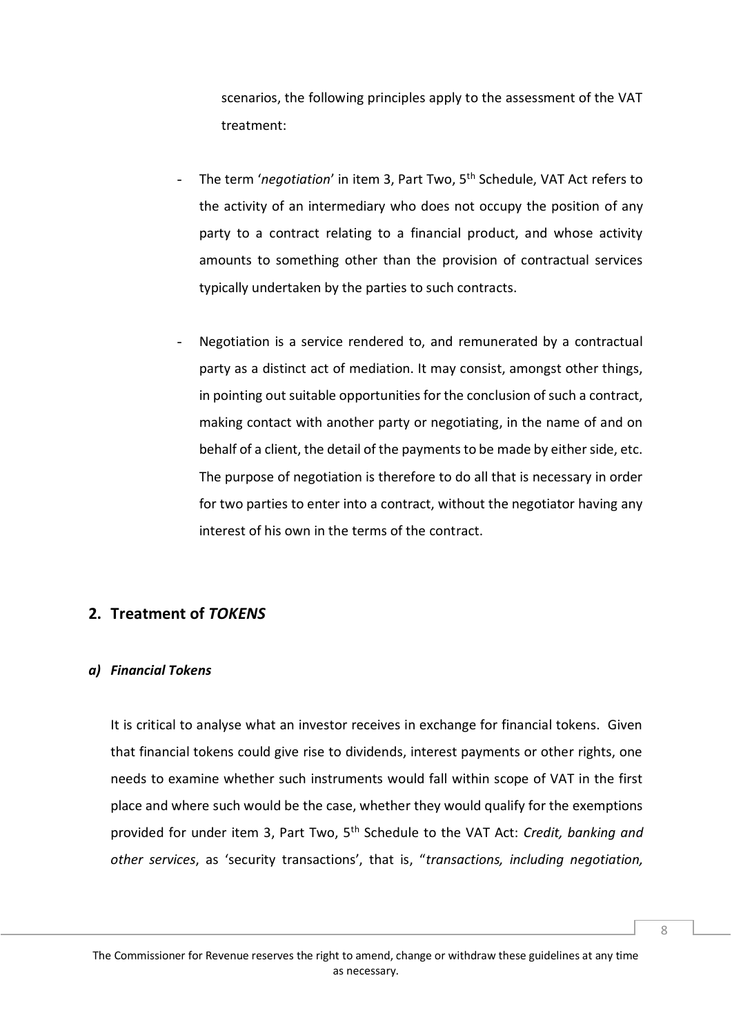scenarios, the following principles apply to the assessment of the VAT treatment:

- The term '*negotiation*' in item 3, Part Two, 5th Schedule, VAT Act refers to the activity of an intermediary who does not occupy the position of any party to a contract relating to a financial product, and whose activity amounts to something other than the provision of contractual services typically undertaken by the parties to such contracts.

- Negotiation is a service rendered to, and remunerated by a contractual party as a distinct act of mediation. It may consist, amongst other things, in pointing out suitable opportunities for the conclusion of such a contract, making contact with another party or negotiating, in the name of and on behalf of a client, the detail of the payments to be made by either side, etc. The purpose of negotiation is therefore to do all that is necessary in order for two parties to enter into a contract, without the negotiator having any interest of his own in the terms of the contract.

## 2. Treatment of *TOKENS*

### *a) Financial Tokens*

It is critical to analyse what an investor receives in exchange for financial tokens. Given that financial tokens could give rise to dividends, interest payments or other rights, one needs to examine whether such instruments would fall within scope of VAT in the first place and where such would be the case, whether they would qualify for the exemptions provided for under item 3, Part Two, 5th Schedule to the VAT Act: *Credit, banking and other services*, as 'security transactions', that is, "*transactions, including negotiation,*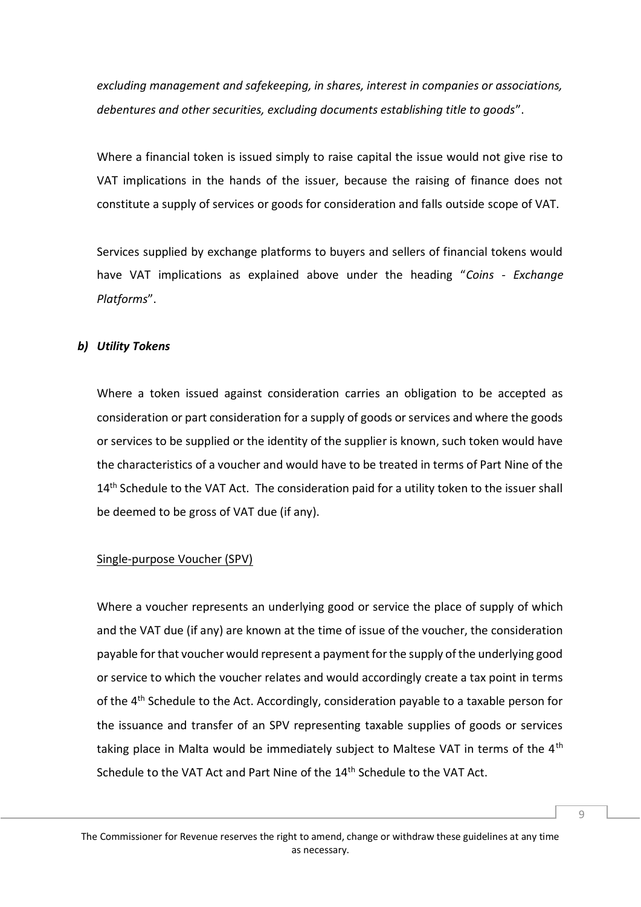*excluding management and safekeeping, in shares, interest in companies or associations, debentures and other securities, excluding documents establishing title to goods*".

Where a financial token is issued simply to raise capital the issue would not give rise to VAT implications in the hands of the issuer, because the raising of finance does not constitute a supply of services or goods for consideration and falls outside scope of VAT.

Services supplied by exchange platforms to buyers and sellers of financial tokens would have VAT implications as explained above under the heading "*Coins - Exchange Platforms*".

### *b) Utility Tokens*

Where a token issued against consideration carries an obligation to be accepted as consideration or part consideration for a supply of goods or services and where the goods or services to be supplied or the identity of the supplier is known, such token would have the characteristics of a voucher and would have to be treated in terms of Part Nine of the 14th Schedule to the VAT Act. The consideration paid for a utility token to the issuer shall be deemed to be gross of VAT due (if any).

<u>Single-purpose Voucher (SPV)</u>

Where a voucher represents an underlying good or service the place of supply of which and the VAT due (if any) are known at the time of issue of the voucher, the consideration payable for that voucher would represent a payment for the supply of the underlying good or service to which the voucher relates and would accordingly create a tax point in terms of the 4th Schedule to the Act. Accordingly, consideration payable to a taxable person for the issuance and transfer of an SPV representing taxable supplies of goods or services taking place in Malta would be immediately subject to Maltese VAT in terms of the 4th Schedule to the VAT Act and Part Nine of the 14th Schedule to the VAT Act.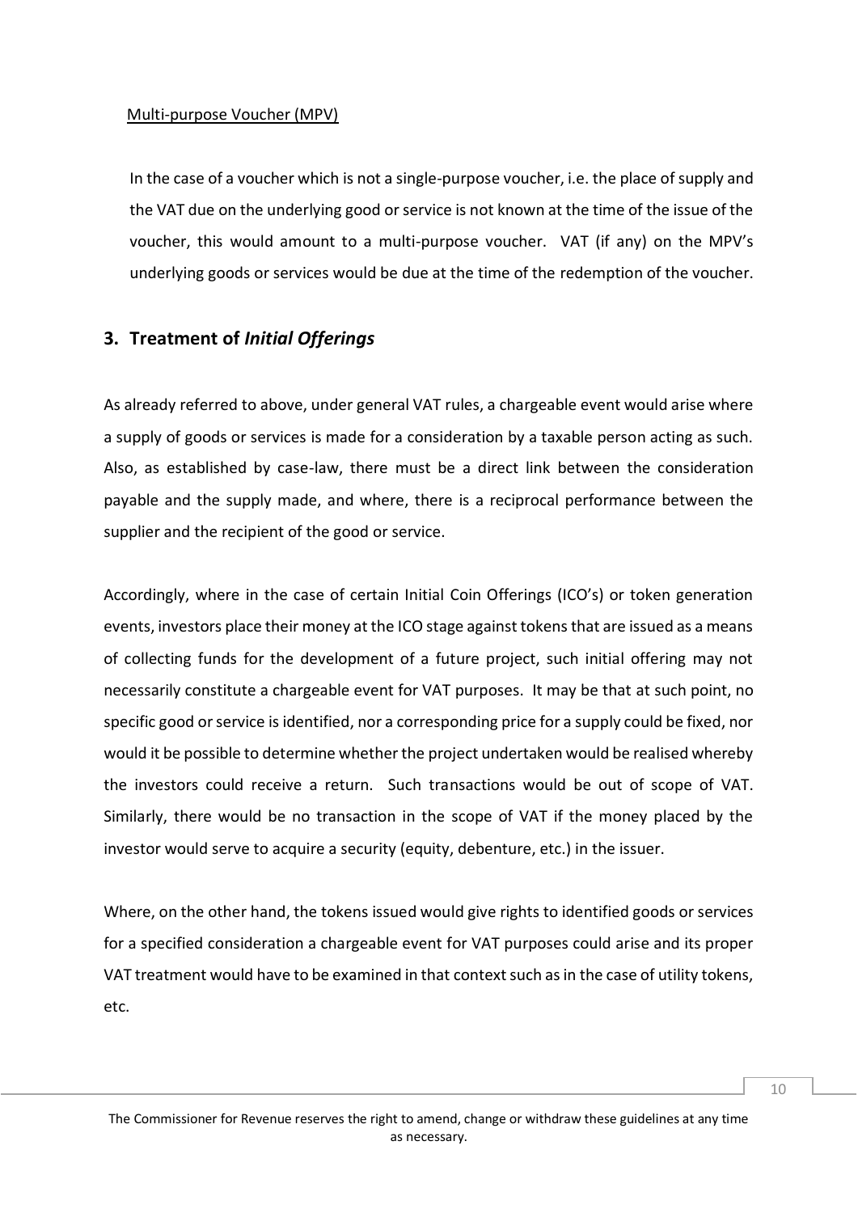Multi-purpose Voucher (MPV)

In the case of a voucher which is not a single-purpose voucher, i.e. the place of supply and the VAT due on the underlying good or service is not known at the time of the issue of the voucher, this would amount to a multi-purpose voucher. VAT (if any) on the MPV's underlying goods or services would be due at the time of the redemption of the voucher.

## 3. Treatment of *Initial Offerings*

As already referred to above, under general VAT rules, a chargeable event would arise where a supply of goods or services is made for a consideration by a taxable person acting as such. Also, as established by case-law, there must be a direct link between the consideration payable and the supply made, and where, there is a reciprocal performance between the supplier and the recipient of the good or service.

Accordingly, where in the case of certain Initial Coin Offerings (ICO's) or token generation events, investors place their money at the ICO stage against tokens that are issued as a means of collecting funds for the development of a future project, such initial offering may not necessarily constitute a chargeable event for VAT purposes. It may be that at such point, no specific good or service is identified, nor a corresponding price for a supply could be fixed, nor would it be possible to determine whether the project undertaken would be realised whereby the investors could receive a return. Such transactions would be out of scope of VAT. Similarly, there would be no transaction in the scope of VAT if the money placed by the investor would serve to acquire a security (equity, debenture, etc.) in the issuer.

Where, on the other hand, the tokens issued would give rights to identified goods or services for a specified consideration a chargeable event for VAT purposes could arise and its proper VAT treatment would have to be examined in that context such as in the case of utility tokens, etc.

The Commissioner for Revenue reserves the right to amend, change or withdraw these guidelines at any time as necessary.